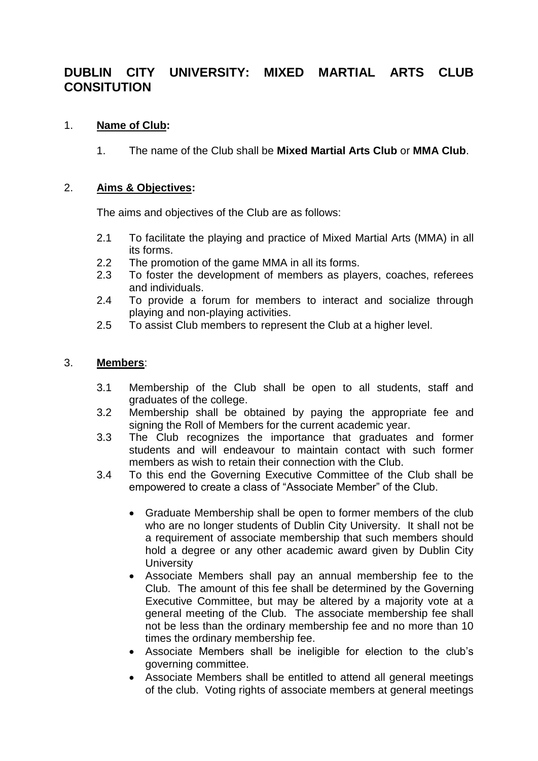# DUBLIN CITY UNIVERSITY: MIXED MARTIAL ARTS CLUB CONSITUTION

1. **Name of Club:**

    1. The name of the Club shall be **Mixed Martial Arts Club** or **MMA Club**.

2. **Aims & Objectives:**

    The aims and objectives of the Club are as follows:

    2.1 To facilitate the playing and practice of Mixed Martial Arts (MMA) in all its forms.
    2.2 The promotion of the game MMA in all its forms.
    2.3 To foster the development of members as players, coaches, referees and individuals.
    2.4 To provide a forum for members to interact and socialize through playing and non-playing activities.
    2.5 To assist Club members to represent the Club at a higher level.

3. **Members**:

    3.1 Membership of the Club shall be open to all students, staff and graduates of the college.
    3.2 Membership shall be obtained by paying the appropriate fee and signing the Roll of Members for the current academic year.
    3.3 The Club recognizes the importance that graduates and former students and will endeavour to maintain contact with such former members as wish to retain their connection with the Club.
    3.4 To this end the Governing Executive Committee of the Club shall be empowered to create a class of "Associate Member" of the Club.

    - Graduate Membership shall be open to former members of the club who are no longer students of Dublin City University. It shall not be a requirement of associate membership that such members should hold a degree or any other academic award given by Dublin City University
    - Associate Members shall pay an annual membership fee to the Club. The amount of this fee shall be determined by the Governing Executive Committee, but may be altered by a majority vote at a general meeting of the Club. The associate membership fee shall not be less than the ordinary membership fee and no more than 10 times the ordinary membership fee.
    - Associate Members shall be ineligible for election to the club's governing committee.
    - Associate Members shall be entitled to attend all general meetings of the club. Voting rights of associate members at general meetings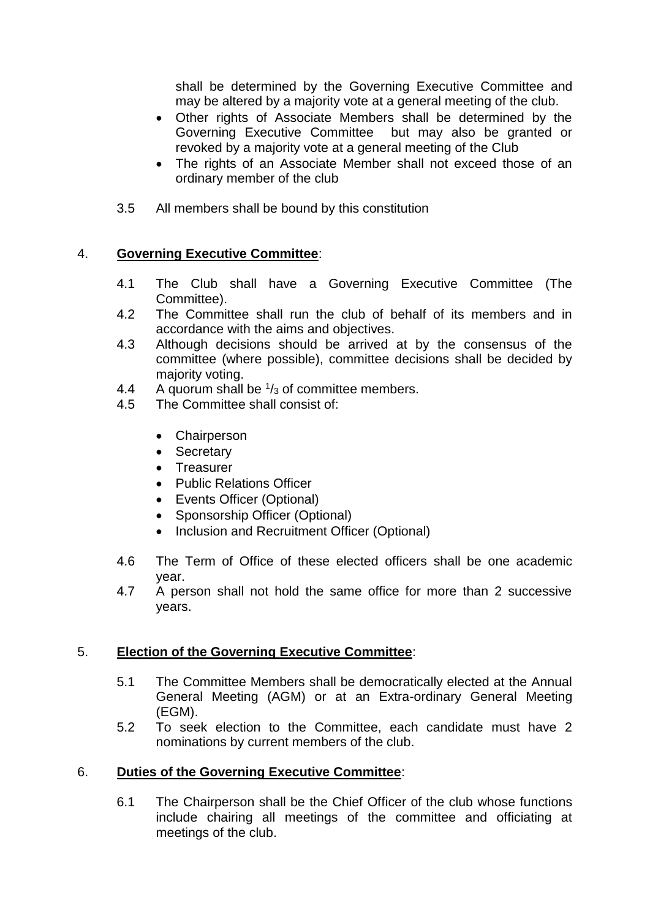shall be determined by the Governing Executive Committee and may be altered by a majority vote at a general meeting of the club.

- Other rights of Associate Members shall be determined by the Governing Executive Committee but may also be granted or revoked by a majority vote at a general meeting of the Club
- The rights of an Associate Member shall not exceed those of an ordinary member of the club

3.5 All members shall be bound by this constitution

## 4. **Governing Executive Committee**:

4.1 The Club shall have a Governing Executive Committee (The Committee).

4.2 The Committee shall run the club of behalf of its members and in accordance with the aims and objectives.

4.3 Although decisions should be arrived at by the consensus of the committee (where possible), committee decisions shall be decided by majority voting.

4.4 A quorum shall be $^{1}/_{3}$ of committee members.

4.5 The Committee shall consist of:

- Chairperson
- Secretary
- Treasurer
- Public Relations Officer
- Events Officer (Optional)
- Sponsorship Officer (Optional)
- Inclusion and Recruitment Officer (Optional)

4.6 The Term of Office of these elected officers shall be one academic year.

4.7 A person shall not hold the same office for more than 2 successive years.

## 5. **Election of the Governing Executive Committee**:

5.1 The Committee Members shall be democratically elected at the Annual General Meeting (AGM) or at an Extra-ordinary General Meeting (EGM).

5.2 To seek election to the Committee, each candidate must have 2 nominations by current members of the club.

## 6. **Duties of the Governing Executive Committee**:

6.1 The Chairperson shall be the Chief Officer of the club whose functions include chairing all meetings of the committee and officiating at meetings of the club.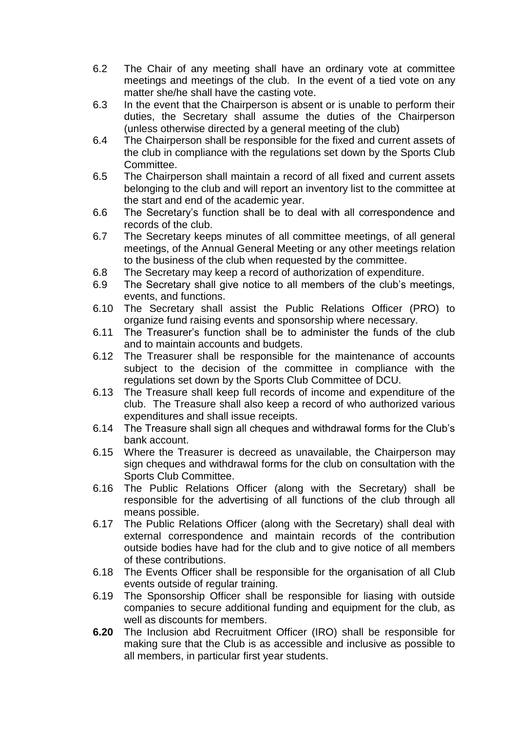6.2 The Chair of any meeting shall have an ordinary vote at committee meetings and meetings of the club. In the event of a tied vote on any matter she/he shall have the casting vote.

6.3 In the event that the Chairperson is absent or is unable to perform their duties, the Secretary shall assume the duties of the Chairperson (unless otherwise directed by a general meeting of the club)

6.4 The Chairperson shall be responsible for the fixed and current assets of the club in compliance with the regulations set down by the Sports Club Committee.

6.5 The Chairperson shall maintain a record of all fixed and current assets belonging to the club and will report an inventory list to the committee at the start and end of the academic year.

6.6 The Secretary's function shall be to deal with all correspondence and records of the club.

6.7 The Secretary keeps minutes of all committee meetings, of all general meetings, of the Annual General Meeting or any other meetings relation to the business of the club when requested by the committee.

6.8 The Secretary may keep a record of authorization of expenditure.

6.9 The Secretary shall give notice to all members of the club's meetings, events, and functions.

6.10 The Secretary shall assist the Public Relations Officer (PRO) to organize fund raising events and sponsorship where necessary.

6.11 The Treasurer's function shall be to administer the funds of the club and to maintain accounts and budgets.

6.12 The Treasurer shall be responsible for the maintenance of accounts subject to the decision of the committee in compliance with the regulations set down by the Sports Club Committee of DCU.

6.13 The Treasure shall keep full records of income and expenditure of the club. The Treasure shall also keep a record of who authorized various expenditures and shall issue receipts.

6.14 The Treasure shall sign all cheques and withdrawal forms for the Club's bank account.

6.15 Where the Treasurer is decreed as unavailable, the Chairperson may sign cheques and withdrawal forms for the club on consultation with the Sports Club Committee.

6.16 The Public Relations Officer (along with the Secretary) shall be responsible for the advertising of all functions of the club through all means possible.

6.17 The Public Relations Officer (along with the Secretary) shall deal with external correspondence and maintain records of the contribution outside bodies have had for the club and to give notice of all members of these contributions.

6.18 The Events Officer shall be responsible for the organisation of all Club events outside of regular training.

6.19 The Sponsorship Officer shall be responsible for liasing with outside companies to secure additional funding and equipment for the club, as well as discounts for members.

**6.20** The Inclusion abd Recruitment Officer (IRO) shall be responsible for making sure that the Club is as accessible and inclusive as possible to all members, in particular first year students.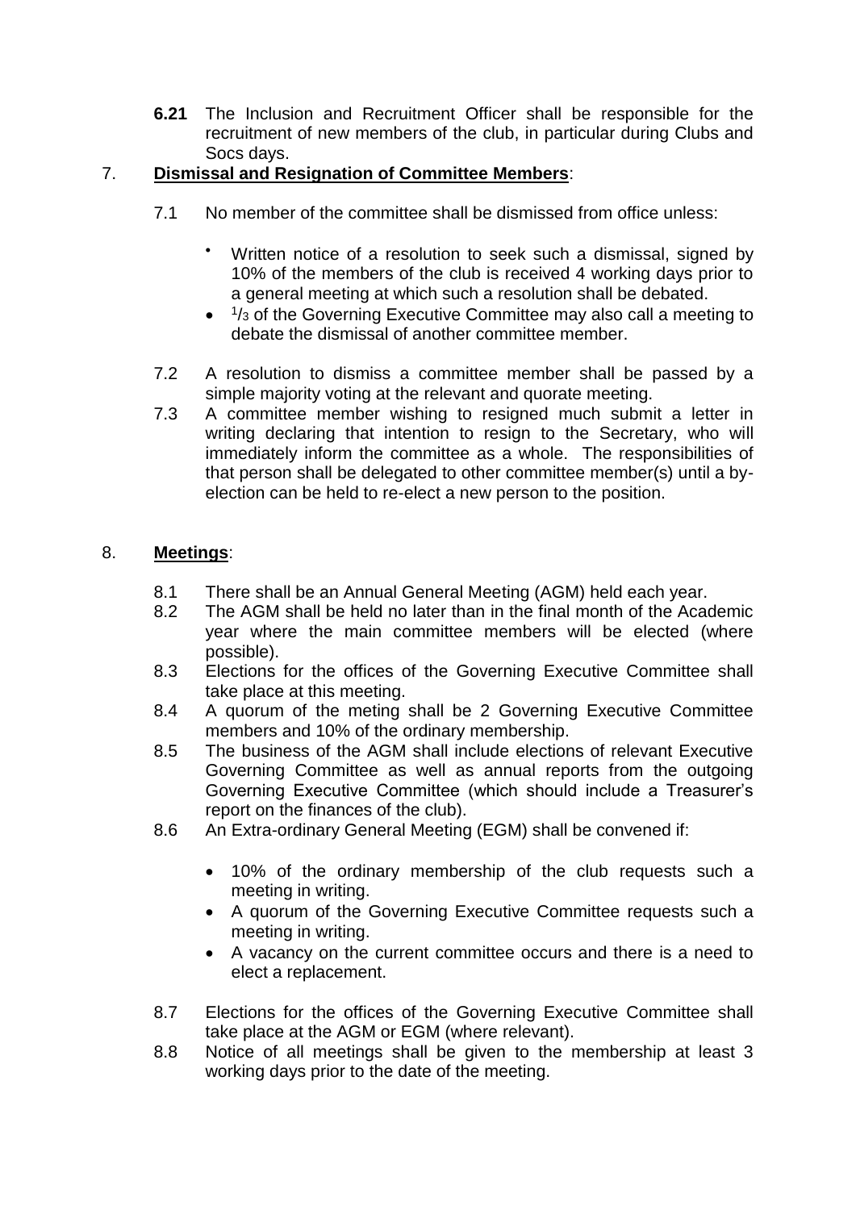**6.21** The Inclusion and Recruitment Officer shall be responsible for the recruitment of new members of the club, in particular during Clubs and Socs days.

7. **Dismissal and Resignation of Committee Members**:

7.1 No member of the committee shall be dismissed from office unless:

- Written notice of a resolution to seek such a dismissal, signed by 10% of the members of the club is received 4 working days prior to a general meeting at which such a resolution shall be debated.
- $^1/_3$ of the Governing Executive Committee may also call a meeting to debate the dismissal of another committee member.

7.2 A resolution to dismiss a committee member shall be passed by a simple majority voting at the relevant and quorate meeting.

7.3 A committee member wishing to resigned much submit a letter in writing declaring that intention to resign to the Secretary, who will immediately inform the committee as a whole. The responsibilities of that person shall be delegated to other committee member(s) until a by-election can be held to re-elect a new person to the position.

8. **Meetings**:

8.1 There shall be an Annual General Meeting (AGM) held each year.

8.2 The AGM shall be held no later than in the final month of the Academic year where the main committee members will be elected (where possible).

8.3 Elections for the offices of the Governing Executive Committee shall take place at this meeting.

8.4 A quorum of the meting shall be 2 Governing Executive Committee members and 10% of the ordinary membership.

8.5 The business of the AGM shall include elections of relevant Executive Governing Committee as well as annual reports from the outgoing Governing Executive Committee (which should include a Treasurer's report on the finances of the club).

8.6 An Extra-ordinary General Meeting (EGM) shall be convened if:

- 10% of the ordinary membership of the club requests such a meeting in writing.
- A quorum of the Governing Executive Committee requests such a meeting in writing.
- A vacancy on the current committee occurs and there is a need to elect a replacement.

8.7 Elections for the offices of the Governing Executive Committee shall take place at the AGM or EGM (where relevant).

8.8 Notice of all meetings shall be given to the membership at least 3 working days prior to the date of the meeting.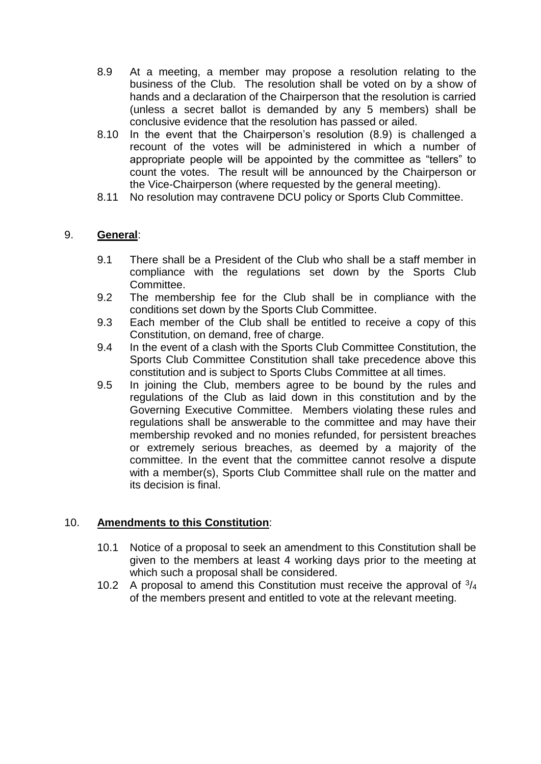8.9 At a meeting, a member may propose a resolution relating to the business of the Club. The resolution shall be voted on by a show of hands and a declaration of the Chairperson that the resolution is carried (unless a secret ballot is demanded by any 5 members) shall be conclusive evidence that the resolution has passed or ailed.

8.10 In the event that the Chairperson's resolution (8.9) is challenged a recount of the votes will be administered in which a number of appropriate people will be appointed by the committee as "tellers" to count the votes. The result will be announced by the Chairperson or the Vice-Chairperson (where requested by the general meeting).

8.11 No resolution may contravene DCU policy or Sports Club Committee.

## 9. **General**:

9.1 There shall be a President of the Club who shall be a staff member in compliance with the regulations set down by the Sports Club Committee.

9.2 The membership fee for the Club shall be in compliance with the conditions set down by the Sports Club Committee.

9.3 Each member of the Club shall be entitled to receive a copy of this Constitution, on demand, free of charge.

9.4 In the event of a clash with the Sports Club Committee Constitution, the Sports Club Committee Constitution shall take precedence above this constitution and is subject to Sports Clubs Committee at all times.

9.5 In joining the Club, members agree to be bound by the rules and regulations of the Club as laid down in this constitution and by the Governing Executive Committee. Members violating these rules and regulations shall be answerable to the committee and may have their membership revoked and no monies refunded, for persistent breaches or extremely serious breaches, as deemed by a majority of the committee. In the event that the committee cannot resolve a dispute with a member(s), Sports Club Committee shall rule on the matter and its decision is final.

## 10. **Amendments to this Constitution**:

10.1 Notice of a proposal to seek an amendment to this Constitution shall be given to the members at least 4 working days prior to the meeting at which such a proposal shall be considered.

10.2 A proposal to amend this Constitution must receive the approval of $^{3}/_{4}$ of the members present and entitled to vote at the relevant meeting.